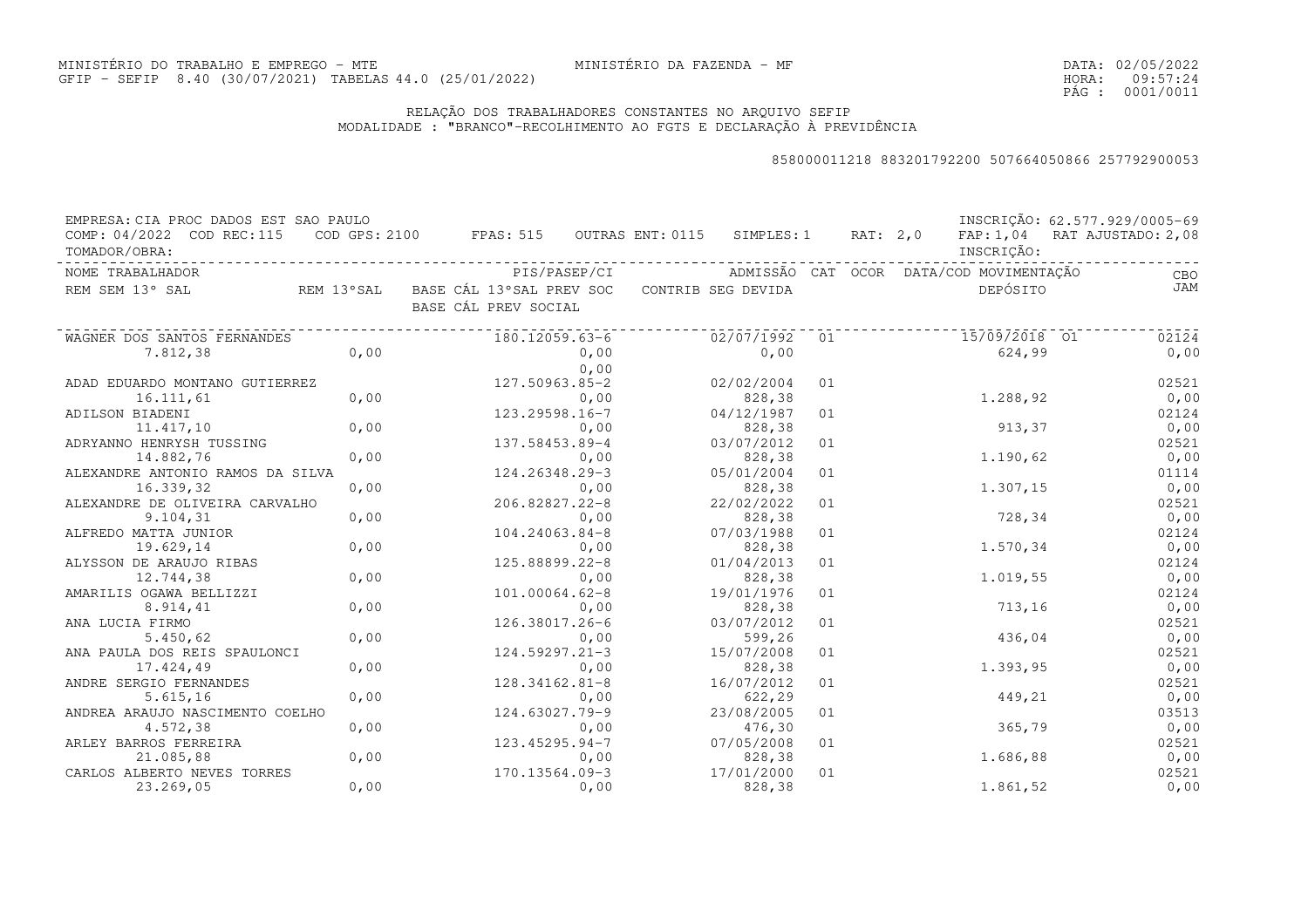MINISTÉRIO DO TRABALHO E EMPREGO - MTE
GFIP - SEFIP 8.40 (30/07/2021) TABELAS 44.0 (25/01/2022)

MINISTÉRIO DA FAZENDA - MF

DATA: 02/05/2022
HORA: 09:57:24

## RELAÇÃO DOS TRABALHADORES CONSTANTES NO ARQUIVO SEFIP
MODALIDADE : "BRANCO"-RECOLHIMENTO AO FGTS E DECLARAÇÃO À PREVIDÊNCIA

858000011218 883201792200 507664050866 257792900053

EMPRESA: CIA PROC DADOS EST SAO PAULO — INSCRIÇÃO: 62.577.929/0005-69
COMP: 04/2022 COD REC:115 COD GPS: 2100 FPAS: 515 OUTRAS ENT: 0115 SIMPLES: 1 RAT: 2,0 FAP: 1,04 RAT AJUSTADO: 2,08
TOMADOR/OBRA: — INSCRIÇÃO:

| NOME TRABALHADOR / REM SEM 13º SAL | REM 13ºSAL | PIS/PASEP/CI / BASE CÁL 13ºSAL PREV SOC / BASE CÁL PREV SOCIAL | ADMISSÃO / CONTRIB SEG DEVIDA | CAT | OCOR | DATA/COD MOVIMENTAÇÃO / DEPÓSITO | CBO / JAM |
|---|---|---|---|---|---|---|---|
| WAGNER DOS SANTOS FERNANDES | | 180.12059.63-6 | 02/07/1992 | 01 | | 15/09/2018 O1 | 02124 |
| 7.812,38 | 0,00 | 0,00 / 0,00 | 0,00 | | | 624,99 | 0,00 |
| ADAD EDUARDO MONTANO GUTIERREZ | | 127.50963.85-2 | 02/02/2004 | 01 | | | 02521 |
| 16.111,61 | 0,00 | 0,00 | 828,38 | | | 1.288,92 | 0,00 |
| ADILSON BIADENI | | 123.29598.16-7 | 04/12/1987 | 01 | | | 02124 |
| 11.417,10 | 0,00 | 0,00 | 828,38 | | | 913,37 | 0,00 |
| ADRYANNO HENRYSH TUSSING | | 137.58453.89-4 | 03/07/2012 | 01 | | | 02521 |
| 14.882,76 | 0,00 | 0,00 | 828,38 | | | 1.190,62 | 0,00 |
| ALEXANDRE ANTONIO RAMOS DA SILVA | | 124.26348.29-3 | 05/01/2004 | 01 | | | 01114 |
| 16.339,32 | 0,00 | 0,00 | 828,38 | | | 1.307,15 | 0,00 |
| ALEXANDRE DE OLIVEIRA CARVALHO | | 206.82827.22-8 | 22/02/2022 | 01 | | | 02521 |
| 9.104,31 | 0,00 | 0,00 | 828,38 | | | 728,34 | 0,00 |
| ALFREDO MATTA JUNIOR | | 104.24063.84-8 | 07/03/1988 | 01 | | | 02124 |
| 19.629,14 | 0,00 | 0,00 | 828,38 | | | 1.570,34 | 0,00 |
| ALYSSON DE ARAUJO RIBAS | | 125.88899.22-8 | 01/04/2013 | 01 | | | 02124 |
| 12.744,38 | 0,00 | 0,00 | 828,38 | | | 1.019,55 | 0,00 |
| AMARILIS OGAWA BELLIZZI | | 101.00064.62-8 | 19/01/1976 | 01 | | | 02124 |
| 8.914,41 | 0,00 | 0,00 | 828,38 | | | 713,16 | 0,00 |
| ANA LUCIA FIRMO | | 126.38017.26-6 | 03/07/2012 | 01 | | | 02521 |
| 5.450,62 | 0,00 | 0,00 | 599,26 | | | 436,04 | 0,00 |
| ANA PAULA DOS REIS SPAULONCI | | 124.59297.21-3 | 15/07/2008 | 01 | | | 02521 |
| 17.424,49 | 0,00 | 0,00 | 828,38 | | | 1.393,95 | 0,00 |
| ANDRE SERGIO FERNANDES | | 128.34162.81-8 | 16/07/2012 | 01 | | | 02521 |
| 5.615,16 | 0,00 | 0,00 | 622,29 | | | 449,21 | 0,00 |
| ANDREA ARAUJO NASCIMENTO COELHO | | 124.63027.79-9 | 23/08/2005 | 01 | | | 03513 |
| 4.572,38 | 0,00 | 0,00 | 476,30 | | | 365,79 | 0,00 |
| ARLEY BARROS FERREIRA | | 123.45295.94-7 | 07/05/2008 | 01 | | | 02521 |
| 21.085,88 | 0,00 | 0,00 | 828,38 | | | 1.686,88 | 0,00 |
| CARLOS ALBERTO NEVES TORRES | | 170.13564.09-3 | 17/01/2000 | 01 | | | 02521 |
| 23.269,05 | 0,00 | 0,00 | 828,38 | | | 1.861,52 | 0,00 |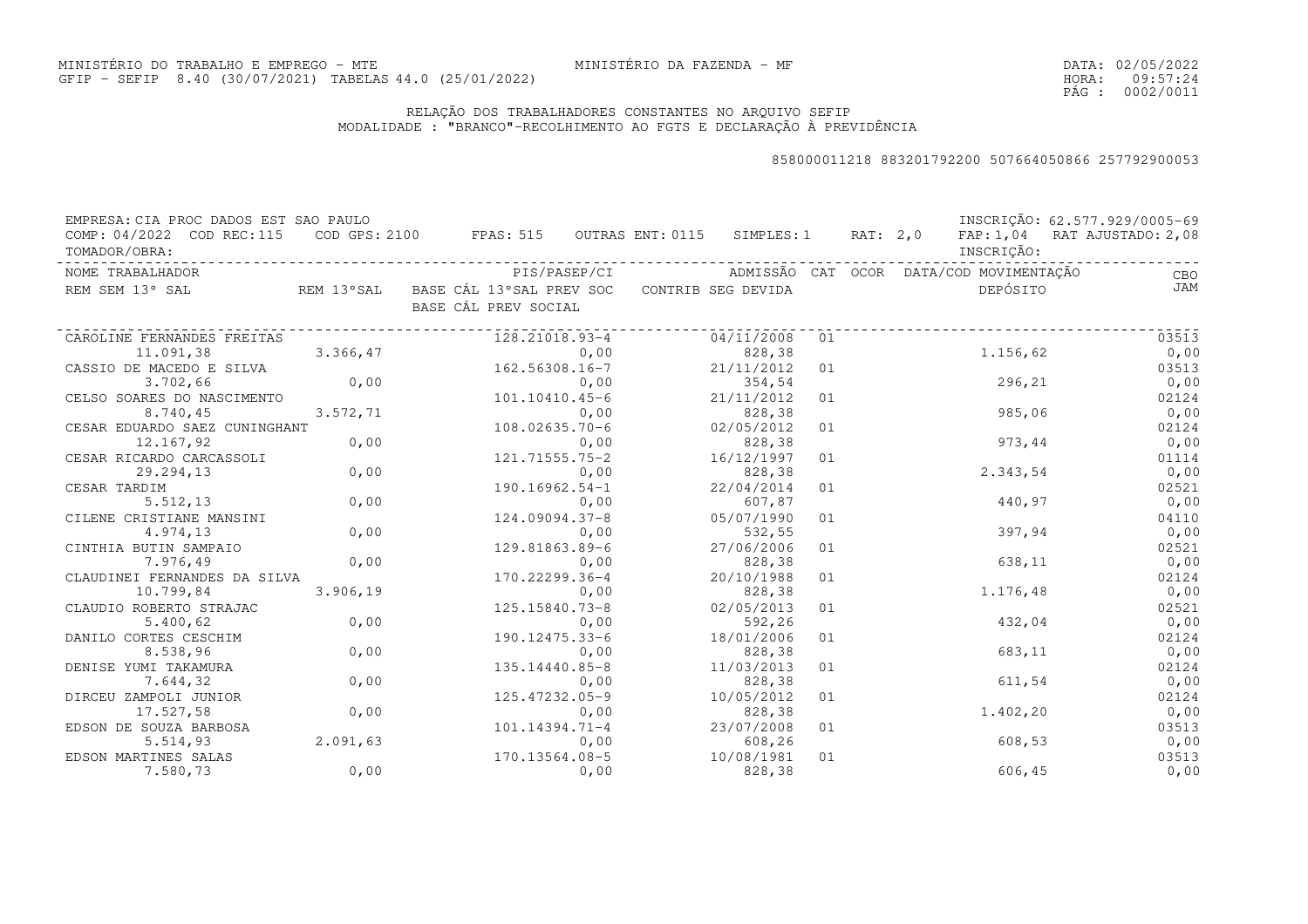MINISTÉRIO DO TRABALHO E EMPREGO - MTE　　　MINISTÉRIO DA FAZENDA - MF

GFIP - SEFIP 8.40 (30/07/2021) TABELAS 44.0 (25/01/2022)

DATA: 02/05/2022
HORA: 09:57:24

## RELAÇÃO DOS TRABALHADORES CONSTANTES NO ARQUIVO SEFIP

MODALIDADE : "BRANCO"-RECOLHIMENTO AO FGTS E DECLARAÇÃO À PREVIDÊNCIA

858000011218 883201792200 507664050866 257792900053

EMPRESA: CIA PROC DADOS EST SAO PAULO　　　INSCRIÇÃO: 62.577.929/0005-69

COMP: 04/2022 COD REC:115 COD GPS: 2100 FPAS: 515 OUTRAS ENT: 0115 SIMPLES: 1 RAT: 2,0 FAP: 1,04 RAT AJUSTADO: 2,08

TOMADOR/OBRA:　　　INSCRIÇÃO:

| NOME TRABALHADOR / REM SEM 13° SAL | REM 13°SAL | PIS/PASEP/CI / BASE CÁL 13°SAL PREV SOC / BASE CÁL PREV SOCIAL | ADMISSÃO / CONTRIB SEG DEVIDA | CAT | OCOR | DATA/COD MOVIMENTAÇÃO / DEPÓSITO | CBO / JAM |
|---|---|---|---|---|---|---|---|
| CAROLINE FERNANDES FREITAS | | 128.21018.93-4 | 04/11/2008 | 01 | | | 03513 |
| 11.091,38 | 3.366,47 | 0,00 | 828,38 | | | 1.156,62 | 0,00 |
| CASSIO DE MACEDO E SILVA | | 162.56308.16-7 | 21/11/2012 | 01 | | | 03513 |
| 3.702,66 | 0,00 | 0,00 | 354,54 | | | 296,21 | 0,00 |
| CELSO SOARES DO NASCIMENTO | | 101.10410.45-6 | 21/11/2012 | 01 | | | 02124 |
| 8.740,45 | 3.572,71 | 0,00 | 828,38 | | | 985,06 | 0,00 |
| CESAR EDUARDO SAEZ CUNINGHANT | | 108.02635.70-6 | 02/05/2012 | 01 | | | 02124 |
| 12.167,92 | 0,00 | 0,00 | 828,38 | | | 973,44 | 0,00 |
| CESAR RICARDO CARCASSOLI | | 121.71555.75-2 | 16/12/1997 | 01 | | | 01114 |
| 29.294,13 | 0,00 | 0,00 | 828,38 | | | 2.343,54 | 0,00 |
| CESAR TARDIM | | 190.16962.54-1 | 22/04/2014 | 01 | | | 02521 |
| 5.512,13 | 0,00 | 0,00 | 607,87 | | | 440,97 | 0,00 |
| CILENE CRISTIANE MANSINI | | 124.09094.37-8 | 05/07/1990 | 01 | | | 04110 |
| 4.974,13 | 0,00 | 0,00 | 532,55 | | | 397,94 | 0,00 |
| CINTHIA BUTIN SAMPAIO | | 129.81863.89-6 | 27/06/2006 | 01 | | | 02521 |
| 7.976,49 | 0,00 | 0,00 | 828,38 | | | 638,11 | 0,00 |
| CLAUDINEI FERNANDES DA SILVA | | 170.22299.36-4 | 20/10/1988 | 01 | | | 02124 |
| 10.799,84 | 3.906,19 | 0,00 | 828,38 | | | 1.176,48 | 0,00 |
| CLAUDIO ROBERTO STRAJAC | | 125.15840.73-8 | 02/05/2013 | 01 | | | 02521 |
| 5.400,62 | 0,00 | 0,00 | 592,26 | | | 432,04 | 0,00 |
| DANILO CORTES CESCHIM | | 190.12475.33-6 | 18/01/2006 | 01 | | | 02124 |
| 8.538,96 | 0,00 | 0,00 | 828,38 | | | 683,11 | 0,00 |
| DENISE YUMI TAKAMURA | | 135.14440.85-8 | 11/03/2013 | 01 | | | 02124 |
| 7.644,32 | 0,00 | 0,00 | 828,38 | | | 611,54 | 0,00 |
| DIRCEU ZAMPOLI JUNIOR | | 125.47232.05-9 | 10/05/2012 | 01 | | | 02124 |
| 17.527,58 | 0,00 | 0,00 | 828,38 | | | 1.402,20 | 0,00 |
| EDSON DE SOUZA BARBOSA | | 101.14394.71-4 | 23/07/2008 | 01 | | | 03513 |
| 5.514,93 | 2.091,63 | 0,00 | 608,26 | | | 608,53 | 0,00 |
| EDSON MARTINES SALAS | | 170.13564.08-5 | 10/08/1981 | 01 | | | 03513 |
| 7.580,73 | 0,00 | 0,00 | 828,38 | | | 606,45 | 0,00 |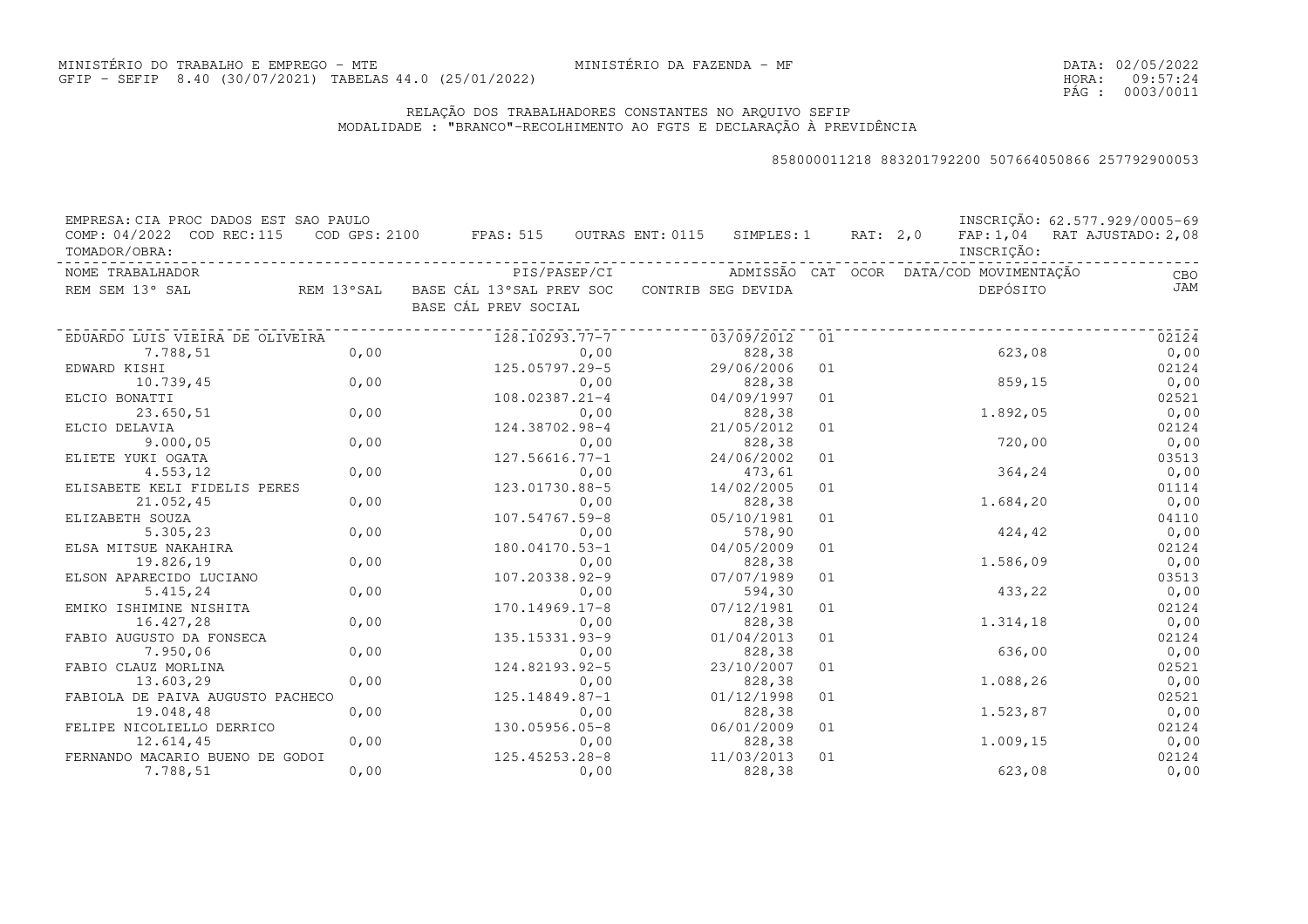MINISTÉRIO DO TRABALHO E EMPREGO - MTE
GFIP - SEFIP 8.40 (30/07/2021) TABELAS 44.0 (25/01/2022)

MINISTÉRIO DA FAZENDA - MF

DATA: 02/05/2022
HORA: 09:57:24

## RELAÇÃO DOS TRABALHADORES CONSTANTES NO ARQUIVO SEFIP
MODALIDADE : "BRANCO"-RECOLHIMENTO AO FGTS E DECLARAÇÃO À PREVIDÊNCIA

858000011218 883201792200 507664050866 257792900053

EMPRESA: CIA PROC DADOS EST SAO PAULO — INSCRIÇÃO: 62.577.929/0005-69
COMP: 04/2022 COD REC:115 COD GPS: 2100 FPAS: 515 OUTRAS ENT: 0115 SIMPLES: 1 RAT: 2,0 FAP: 1,04 RAT AJUSTADO: 2,08
TOMADOR/OBRA: — INSCRIÇÃO:

| NOME TRABALHADOR / REM SEM 13º SAL | REM 13ºSAL | PIS/PASEP/CI / BASE CÁL 13ºSAL PREV SOC / BASE CÁL PREV SOCIAL | ADMISSÃO / CONTRIB SEG DEVIDA | CAT | OCOR | DATA/COD MOVIMENTAÇÃO / DEPÓSITO | CBO / JAM |
|---|---|---|---|---|---|---|---|
| EDUARDO LUIS VIEIRA DE OLIVEIRA | | 128.10293.77-7 | 03/09/2012 | 01 | | | 02124 |
| 7.788,51 | 0,00 | 0,00 | 828,38 | | | 623,08 | 0,00 |
| EDWARD KISHI | | 125.05797.29-5 | 29/06/2006 | 01 | | | 02124 |
| 10.739,45 | 0,00 | 0,00 | 828,38 | | | 859,15 | 0,00 |
| ELCIO BONATTI | | 108.02387.21-4 | 04/09/1997 | 01 | | | 02521 |
| 23.650,51 | 0,00 | 0,00 | 828,38 | | | 1.892,05 | 0,00 |
| ELCIO DELAVIA | | 124.38702.98-4 | 21/05/2012 | 01 | | | 02124 |
| 9.000,05 | 0,00 | 0,00 | 828,38 | | | 720,00 | 0,00 |
| ELIETE YUKI OGATA | | 127.56616.77-1 | 24/06/2002 | 01 | | | 03513 |
| 4.553,12 | 0,00 | 0,00 | 473,61 | | | 364,24 | 0,00 |
| ELISABETE KELI FIDELIS PERES | | 123.01730.88-5 | 14/02/2005 | 01 | | | 01114 |
| 21.052,45 | 0,00 | 0,00 | 828,38 | | | 1.684,20 | 0,00 |
| ELIZABETH SOUZA | | 107.54767.59-8 | 05/10/1981 | 01 | | | 04110 |
| 5.305,23 | 0,00 | 0,00 | 578,90 | | | 424,42 | 0,00 |
| ELSA MITSUE NAKAHIRA | | 180.04170.53-1 | 04/05/2009 | 01 | | | 02124 |
| 19.826,19 | 0,00 | 0,00 | 828,38 | | | 1.586,09 | 0,00 |
| ELSON APARECIDO LUCIANO | | 107.20338.92-9 | 07/07/1989 | 01 | | | 03513 |
| 5.415,24 | 0,00 | 0,00 | 594,30 | | | 433,22 | 0,00 |
| EMIKO ISHIMINE NISHITA | | 170.14969.17-8 | 07/12/1981 | 01 | | | 02124 |
| 16.427,28 | 0,00 | 0,00 | 828,38 | | | 1.314,18 | 0,00 |
| FABIO AUGUSTO DA FONSECA | | 135.15331.93-9 | 01/04/2013 | 01 | | | 02124 |
| 7.950,06 | 0,00 | 0,00 | 828,38 | | | 636,00 | 0,00 |
| FABIO CLAUZ MORLINA | | 124.82193.92-5 | 23/10/2007 | 01 | | | 02521 |
| 13.603,29 | 0,00 | 0,00 | 828,38 | | | 1.088,26 | 0,00 |
| FABIOLA DE PAIVA AUGUSTO PACHECO | | 125.14849.87-1 | 01/12/1998 | 01 | | | 02521 |
| 19.048,48 | 0,00 | 0,00 | 828,38 | | | 1.523,87 | 0,00 |
| FELIPE NICOLIELLO DERRICO | | 130.05956.05-8 | 06/01/2009 | 01 | | | 02124 |
| 12.614,45 | 0,00 | 0,00 | 828,38 | | | 1.009,15 | 0,00 |
| FERNANDO MACARIO BUENO DE GODOI | | 125.45253.28-8 | 11/03/2013 | 01 | | | 02124 |
| 7.788,51 | 0,00 | 0,00 | 828,38 | | | 623,08 | 0,00 |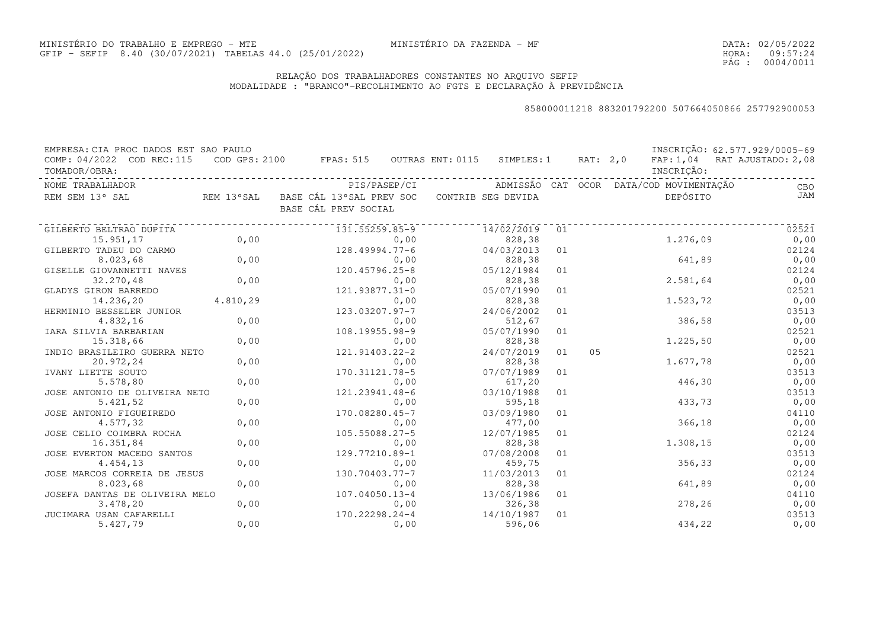MINISTÉRIO DO TRABALHO E EMPREGO - MTE
GFIP - SEFIP 8.40 (30/07/2021) TABELAS 44.0 (25/01/2022)

MINISTÉRIO DA FAZENDA - MF

DATA: 02/05/2022
HORA: 09:57:24
PÁG : 0004/0011

RELAÇÃO DOS TRABALHADORES CONSTANTES NO ARQUIVO SEFIP
MODALIDADE : "BRANCO"-RECOLHIMENTO AO FGTS E DECLARAÇÃO À PREVIDÊNCIA

858000011218 883201792200 507664050866 257792900053

EMPRESA: CIA PROC DADOS EST SAO PAULO — INSCRIÇÃO: 62.577.929/0005-69
COMP: 04/2022 COD REC:115 COD GPS: 2100 FPAS: 515 OUTRAS ENT: 0115 SIMPLES: 1 RAT: 2,0 FAP: 1,04 RAT AJUSTADO: 2,08
TOMADOR/OBRA: — INSCRIÇÃO:

| NOME TRABALHADOR / REM SEM 13º SAL | REM 13ºSAL | PIS/PASEP/CI / BASE CÁL 13ºSAL PREV SOC / BASE CÁL PREV SOCIAL | ADMISSÃO / CONTRIB SEG DEVIDA | CAT | OCOR | DATA/COD MOVIMENTAÇÃO / DEPÓSITO | CBO / JAM |
|---|---|---|---|---|---|---|---|
| GILBERTO BELTRAO DUPITA | | 131.55259.85-9 | 14/02/2019 | 01 | | | 02521 |
| 15.951,17 | 0,00 | 0,00 | 828,38 | | | 1.276,09 | 0,00 |
| GILBERTO TADEU DO CARMO | | 128.49994.77-6 | 04/03/2013 | 01 | | | 02124 |
| 8.023,68 | 0,00 | 0,00 | 828,38 | | | 641,89 | 0,00 |
| GISELLE GIOVANNETTI NAVES | | 120.45796.25-8 | 05/12/1984 | 01 | | | 02124 |
| 32.270,48 | 0,00 | 0,00 | 828,38 | | | 2.581,64 | 0,00 |
| GLADYS GIRON BARREDO | | 121.93877.31-0 | 05/07/1990 | 01 | | | 02521 |
| 14.236,20 | 4.810,29 | 0,00 | 828,38 | | | 1.523,72 | 0,00 |
| HERMINIO BESSELER JUNIOR | | 123.03207.97-7 | 24/06/2002 | 01 | | | 03513 |
| 4.832,16 | 0,00 | 0,00 | 512,67 | | | 386,58 | 0,00 |
| IARA SILVIA BARBARIAN | | 108.19955.98-9 | 05/07/1990 | 01 | | | 02521 |
| 15.318,66 | 0,00 | 0,00 | 828,38 | | | 1.225,50 | 0,00 |
| INDIO BRASILEIRO GUERRA NETO | | 121.91403.22-2 | 24/07/2019 | 01 | 05 | | 02521 |
| 20.972,24 | 0,00 | 0,00 | 828,38 | | | 1.677,78 | 0,00 |
| IVANY LIETTE SOUTO | | 170.31121.78-5 | 07/07/1989 | 01 | | | 03513 |
| 5.578,80 | 0,00 | 0,00 | 617,20 | | | 446,30 | 0,00 |
| JOSE ANTONIO DE OLIVEIRA NETO | | 121.23941.48-6 | 03/10/1988 | 01 | | | 03513 |
| 5.421,52 | 0,00 | 0,00 | 595,18 | | | 433,73 | 0,00 |
| JOSE ANTONIO FIGUEIREDO | | 170.08280.45-7 | 03/09/1980 | 01 | | | 04110 |
| 4.577,32 | 0,00 | 0,00 | 477,00 | | | 366,18 | 0,00 |
| JOSE CELIO COIMBRA ROCHA | | 105.55088.27-5 | 12/07/1985 | 01 | | | 02124 |
| 16.351,84 | 0,00 | 0,00 | 828,38 | | | 1.308,15 | 0,00 |
| JOSE EVERTON MACEDO SANTOS | | 129.77210.89-1 | 07/08/2008 | 01 | | | 03513 |
| 4.454,13 | 0,00 | 0,00 | 459,75 | | | 356,33 | 0,00 |
| JOSE MARCOS CORREIA DE JESUS | | 130.70403.77-7 | 11/03/2013 | 01 | | | 02124 |
| 8.023,68 | 0,00 | 0,00 | 828,38 | | | 641,89 | 0,00 |
| JOSEFA DANTAS DE OLIVEIRA MELO | | 107.04050.13-4 | 13/06/1986 | 01 | | | 04110 |
| 3.478,20 | 0,00 | 0,00 | 326,38 | | | 278,26 | 0,00 |
| JUCIMARA USAN CAFARELLI | | 170.22298.24-4 | 14/10/1987 | 01 | | | 03513 |
| 5.427,79 | 0,00 | 0,00 | 596,06 | | | 434,22 | 0,00 |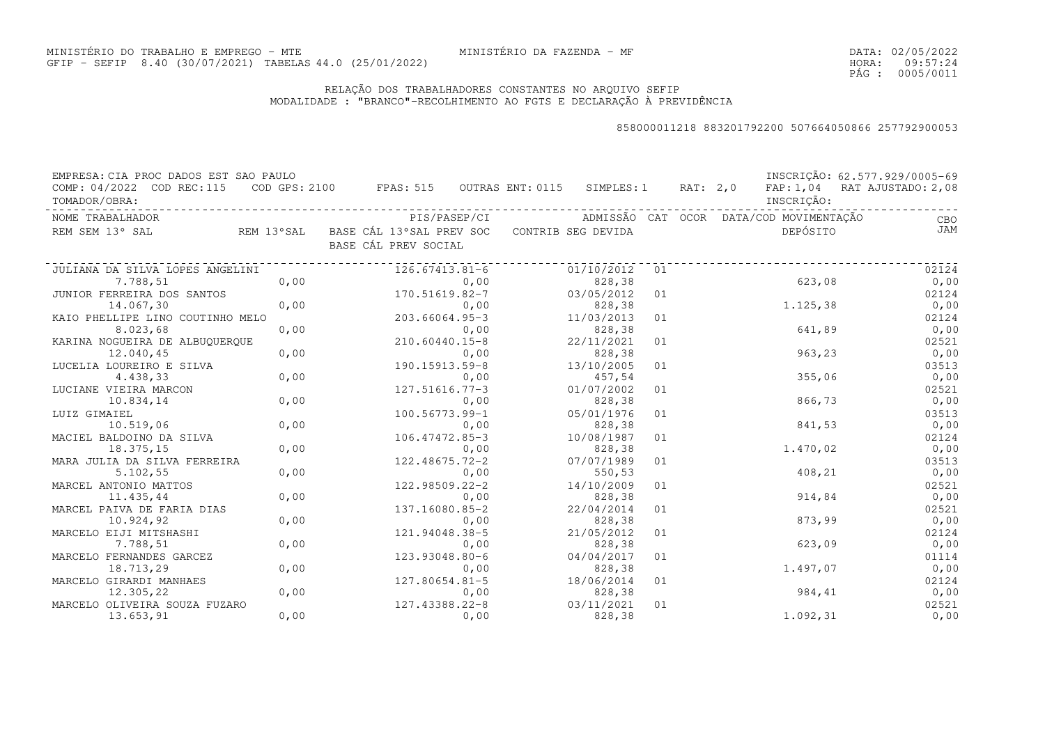MINISTÉRIO DO TRABALHO E EMPREGO - MTE
GFIP - SEFIP 8.40 (30/07/2021) TABELAS 44.0 (25/01/2022)

MINISTÉRIO DA FAZENDA - MF

DATA: 02/05/2022
HORA: 09:57:24
PÁG : 0005/0011

## RELAÇÃO DOS TRABALHADORES CONSTANTES NO ARQUIVO SEFIP
MODALIDADE : "BRANCO"-RECOLHIMENTO AO FGTS E DECLARAÇÃO À PREVIDÊNCIA

858000011218 883201792200 507664050866 257792900053

EMPRESA: CIA PROC DADOS EST SAO PAULO — INSCRIÇÃO: 62.577.929/0005-69
COMP: 04/2022 COD REC:115 COD GPS: 2100 FPAS: 515 OUTRAS ENT: 0115 SIMPLES: 1 RAT: 2,0 FAP: 1,04 RAT AJUSTADO: 2,08
TOMADOR/OBRA: — INSCRIÇÃO:

| NOME TRABALHADOR | | PIS/PASEP/CI | ADMISSÃO | CAT | OCOR | DATA/COD MOVIMENTAÇÃO | CBO |
|---|---|---|---|---|---|---|---|
| REM SEM 13° SAL | REM 13°SAL | BASE CÁL 13°SAL PREV SOC / BASE CÁL PREV SOCIAL | CONTRIB SEG DEVIDA | | | DEPÓSITO | JAM |
| JULIANA DA SILVA LOPES ANGELINI | | 126.67413.81-6 | 01/10/2012 | 01 | | | 02124 |
| 7.788,51 | 0,00 | 0,00 | 828,38 | | | 623,08 | 0,00 |
| JUNIOR FERREIRA DOS SANTOS | | 170.51619.82-7 | 03/05/2012 | 01 | | | 02124 |
| 14.067,30 | 0,00 | 0,00 | 828,38 | | | 1.125,38 | 0,00 |
| KAIO PHELLIPE LINO COUTINHO MELO | | 203.66064.95-3 | 11/03/2013 | 01 | | | 02124 |
| 8.023,68 | 0,00 | 0,00 | 828,38 | | | 641,89 | 0,00 |
| KARINA NOGUEIRA DE ALBUQUERQUE | | 210.60440.15-8 | 22/11/2021 | 01 | | | 02521 |
| 12.040,45 | 0,00 | 0,00 | 828,38 | | | 963,23 | 0,00 |
| LUCELIA LOUREIRO E SILVA | | 190.15913.59-8 | 13/10/2005 | 01 | | | 03513 |
| 4.438,33 | 0,00 | 0,00 | 457,54 | | | 355,06 | 0,00 |
| LUCIANE VIEIRA MARCON | | 127.51616.77-3 | 01/07/2002 | 01 | | | 02521 |
| 10.834,14 | 0,00 | 0,00 | 828,38 | | | 866,73 | 0,00 |
| LUIZ GIMAIEL | | 100.56773.99-1 | 05/01/1976 | 01 | | | 03513 |
| 10.519,06 | 0,00 | 0,00 | 828,38 | | | 841,53 | 0,00 |
| MACIEL BALDOINO DA SILVA | | 106.47472.85-3 | 10/08/1987 | 01 | | | 02124 |
| 18.375,15 | 0,00 | 0,00 | 828,38 | | | 1.470,02 | 0,00 |
| MARA JULIA DA SILVA FERREIRA | | 122.48675.72-2 | 07/07/1989 | 01 | | | 03513 |
| 5.102,55 | 0,00 | 0,00 | 550,53 | | | 408,21 | 0,00 |
| MARCEL ANTONIO MATTOS | | 122.98509.22-2 | 14/10/2009 | 01 | | | 02521 |
| 11.435,44 | 0,00 | 0,00 | 828,38 | | | 914,84 | 0,00 |
| MARCEL PAIVA DE FARIA DIAS | | 137.16080.85-2 | 22/04/2014 | 01 | | | 02521 |
| 10.924,92 | 0,00 | 0,00 | 828,38 | | | 873,99 | 0,00 |
| MARCELO EIJI MITSHASHI | | 121.94048.38-5 | 21/05/2012 | 01 | | | 02124 |
| 7.788,51 | 0,00 | 0,00 | 828,38 | | | 623,09 | 0,00 |
| MARCELO FERNANDES GARCEZ | | 123.93048.80-6 | 04/04/2017 | 01 | | | 01114 |
| 18.713,29 | 0,00 | 0,00 | 828,38 | | | 1.497,07 | 0,00 |
| MARCELO GIRARDI MANHAES | | 127.80654.81-5 | 18/06/2014 | 01 | | | 02124 |
| 12.305,22 | 0,00 | 0,00 | 828,38 | | | 984,41 | 0,00 |
| MARCELO OLIVEIRA SOUZA FUZARO | | 127.43388.22-8 | 03/11/2021 | 01 | | | 02521 |
| 13.653,91 | 0,00 | 0,00 | 828,38 | | | 1.092,31 | 0,00 |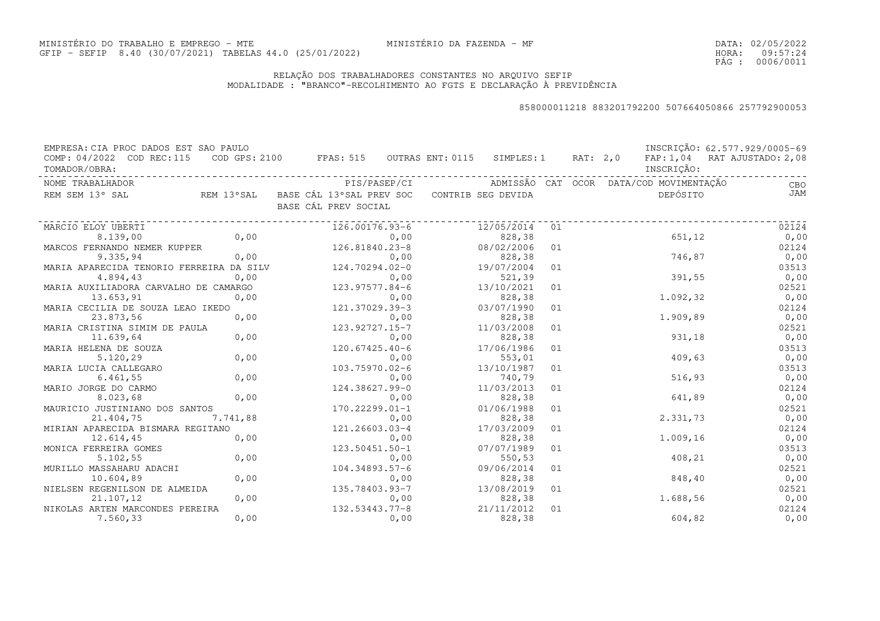MINISTÉRIO DO TRABALHO E EMPREGO - MTE
GFIP - SEFIP 8.40 (30/07/2021) TABELAS 44.0 (25/01/2022)

MINISTÉRIO DA FAZENDA - MF

DATA: 02/05/2022
HORA: 09:57:24
PÁG : 0006/0011

## RELAÇÃO DOS TRABALHADORES CONSTANTES NO ARQUIVO SEFIP
MODALIDADE : "BRANCO"-RECOLHIMENTO AO FGTS E DECLARAÇÃO À PREVIDÊNCIA

858000011218 883201792200 507664050866 257792900053

EMPRESA: CIA PROC DADOS EST SAO PAULO — INSCRIÇÃO: 62.577.929/0005-69
COMP: 04/2022 COD REC:115 COD GPS: 2100 FPAS: 515 OUTRAS ENT: 0115 SIMPLES: 1 RAT: 2,0 FAP: 1,04 RAT AJUSTADO: 2,08
TOMADOR/OBRA: — INSCRIÇÃO:

| NOME TRABALHADOR / REM SEM 13° SAL | REM 13°SAL | PIS/PASEP/CI / BASE CÁL 13°SAL PREV SOC / BASE CÁL PREV SOCIAL | ADMISSÃO / CONTRIB SEG DEVIDA | CAT | OCOR | DATA/COD MOVIMENTAÇÃO / DEPÓSITO | CBO / JAM |
|---|---|---|---|---|---|---|---|
| MARCIO ELOY UBERTI | | 126.00176.93-6 | 12/05/2014 | 01 | | | 02124 |
| 8.139,00 | 0,00 | 0,00 | 828,38 | | | 651,12 | 0,00 |
| MARCOS FERNANDO NEMER KUPPER | | 126.81840.23-8 | 08/02/2006 | 01 | | | 02124 |
| 9.335,94 | 0,00 | 0,00 | 828,38 | | | 746,87 | 0,00 |
| MARIA APARECIDA TENORIO FERREIRA DA SILV | | 124.70294.02-0 | 19/07/2004 | 01 | | | 03513 |
| 4.894,43 | 0,00 | 0,00 | 521,39 | | | 391,55 | 0,00 |
| MARIA AUXILIADORA CARVALHO DE CAMARGO | | 123.97577.84-6 | 13/10/2021 | 01 | | | 02521 |
| 13.653,91 | 0,00 | 0,00 | 828,38 | | | 1.092,32 | 0,00 |
| MARIA CECILIA DE SOUZA LEAO IKEDO | | 121.37029.39-3 | 03/07/1990 | 01 | | | 02124 |
| 23.873,56 | 0,00 | 0,00 | 828,38 | | | 1.909,89 | 0,00 |
| MARIA CRISTINA SIMIM DE PAULA | | 123.92727.15-7 | 11/03/2008 | 01 | | | 02521 |
| 11.639,64 | 0,00 | 0,00 | 828,38 | | | 931,18 | 0,00 |
| MARIA HELENA DE SOUZA | | 120.67425.40-6 | 17/06/1986 | 01 | | | 03513 |
| 5.120,29 | 0,00 | 0,00 | 553,01 | | | 409,63 | 0,00 |
| MARIA LUCIA CALLEGARO | | 103.75970.02-6 | 13/10/1987 | 01 | | | 03513 |
| 6.461,55 | 0,00 | 0,00 | 740,79 | | | 516,93 | 0,00 |
| MARIO JORGE DO CARMO | | 124.38627.99-0 | 11/03/2013 | 01 | | | 02124 |
| 8.023,68 | 0,00 | 0,00 | 828,38 | | | 641,89 | 0,00 |
| MAURICIO JUSTINIANO DOS SANTOS | | 170.22299.01-1 | 01/06/1988 | 01 | | | 02521 |
| 21.404,75 | 7.741,88 | 0,00 | 828,38 | | | 2.331,73 | 0,00 |
| MIRIAN APARECIDA BISMARA REGITANO | | 121.26603.03-4 | 17/03/2009 | 01 | | | 02124 |
| 12.614,45 | 0,00 | 0,00 | 828,38 | | | 1.009,16 | 0,00 |
| MONICA FERREIRA GOMES | | 123.50451.50-1 | 07/07/1989 | 01 | | | 03513 |
| 5.102,55 | 0,00 | 0,00 | 550,53 | | | 408,21 | 0,00 |
| MURILLO MASSAHARU ADACHI | | 104.34893.57-6 | 09/06/2014 | 01 | | | 02521 |
| 10.604,89 | 0,00 | 0,00 | 828,38 | | | 848,40 | 0,00 |
| NIELSEN REGENILSON DE ALMEIDA | | 135.78403.93-7 | 13/08/2019 | 01 | | | 02521 |
| 21.107,12 | 0,00 | 0,00 | 828,38 | | | 1.688,56 | 0,00 |
| NIKOLAS ARTEN MARCONDES PEREIRA | | 132.53443.77-8 | 21/11/2012 | 01 | | | 02124 |
| 7.560,33 | 0,00 | 0,00 | 828,38 | | | 604,82 | 0,00 |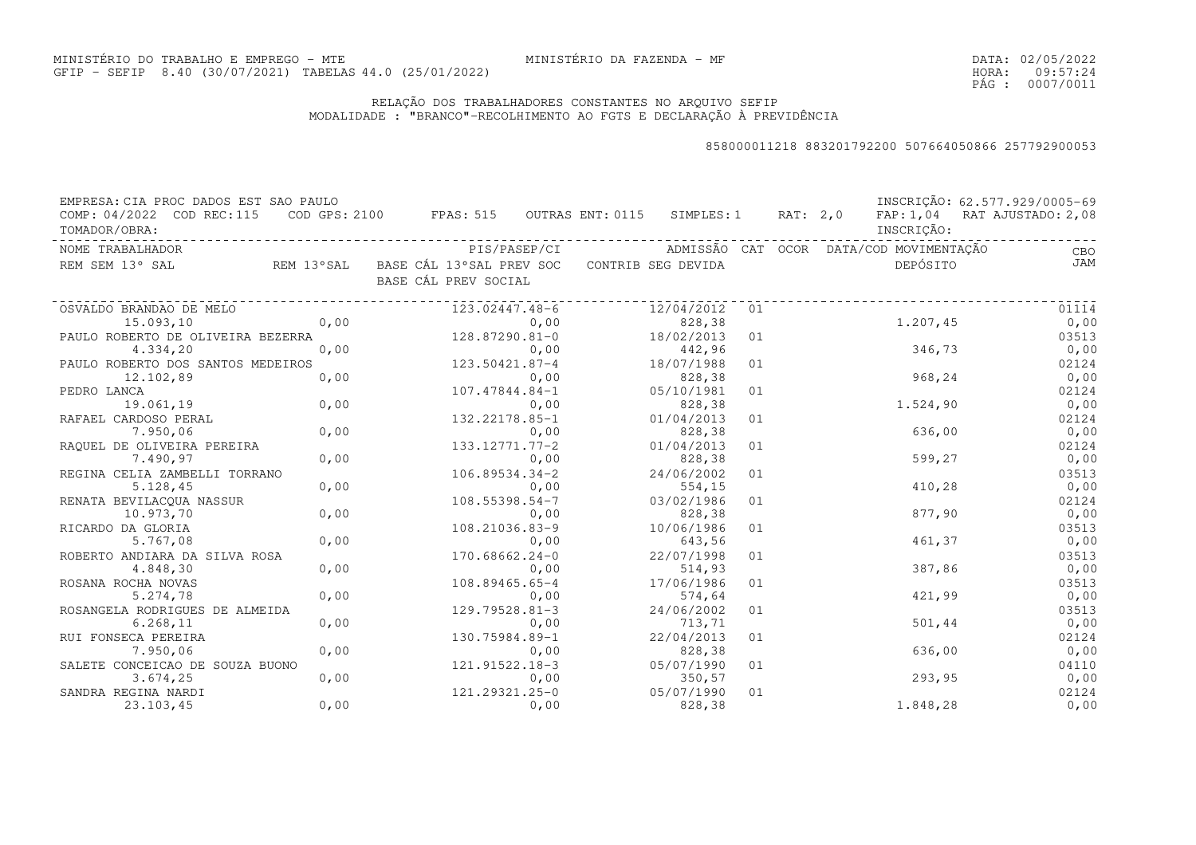MINISTÉRIO DO TRABALHO E EMPREGO - MTE
GFIP - SEFIP 8.40 (30/07/2021) TABELAS 44.0 (25/01/2022)

MINISTÉRIO DA FAZENDA - MF

DATA: 02/05/2022
HORA: 09:57:24

## RELAÇÃO DOS TRABALHADORES CONSTANTES NO ARQUIVO SEFIP
MODALIDADE : "BRANCO"-RECOLHIMENTO AO FGTS E DECLARAÇÃO À PREVIDÊNCIA

858000011218 883201792200 507664050866 257792900053

EMPRESA: CIA PROC DADOS EST SAO PAULO — INSCRIÇÃO: 62.577.929/0005-69
COMP: 04/2022 COD REC:115 COD GPS: 2100 FPAS: 515 OUTRAS ENT: 0115 SIMPLES: 1 RAT: 2,0 FAP: 1,04 RAT AJUSTADO: 2,08
TOMADOR/OBRA: — INSCRIÇÃO:

| NOME TRABALHADOR / REM SEM 13° SAL | REM 13°SAL | PIS/PASEP/CI / BASE CÁL 13°SAL PREV SOC / BASE CÁL PREV SOCIAL | ADMISSÃO / CONTRIB SEG DEVIDA | CAT | OCOR | DATA/COD MOVIMENTAÇÃO / DEPÓSITO | CBO / JAM |
|---|---|---|---|---|---|---|---|
| OSVALDO BRANDAO DE MELO | | 123.02447.48-6 | 12/04/2012 | 01 | | | 01114 |
| 15.093,10 | 0,00 | 0,00 | 828,38 | | | 1.207,45 | 0,00 |
| PAULO ROBERTO DE OLIVEIRA BEZERRA | | 128.87290.81-0 | 18/02/2013 | 01 | | | 03513 |
| 4.334,20 | 0,00 | 0,00 | 442,96 | | | 346,73 | 0,00 |
| PAULO ROBERTO DOS SANTOS MEDEIROS | | 123.50421.87-4 | 18/07/1988 | 01 | | | 02124 |
| 12.102,89 | 0,00 | 0,00 | 828,38 | | | 968,24 | 0,00 |
| PEDRO LANCA | | 107.47844.84-1 | 05/10/1981 | 01 | | | 02124 |
| 19.061,19 | 0,00 | 0,00 | 828,38 | | | 1.524,90 | 0,00 |
| RAFAEL CARDOSO PERAL | | 132.22178.85-1 | 01/04/2013 | 01 | | | 02124 |
| 7.950,06 | 0,00 | 0,00 | 828,38 | | | 636,00 | 0,00 |
| RAQUEL DE OLIVEIRA PEREIRA | | 133.12771.77-2 | 01/04/2013 | 01 | | | 02124 |
| 7.490,97 | 0,00 | 0,00 | 828,38 | | | 599,27 | 0,00 |
| REGINA CELIA ZAMBELLI TORRANO | | 106.89534.34-2 | 24/06/2002 | 01 | | | 03513 |
| 5.128,45 | 0,00 | 0,00 | 554,15 | | | 410,28 | 0,00 |
| RENATA BEVILACQUA NASSUR | | 108.55398.54-7 | 03/02/1986 | 01 | | | 02124 |
| 10.973,70 | 0,00 | 0,00 | 828,38 | | | 877,90 | 0,00 |
| RICARDO DA GLORIA | | 108.21036.83-9 | 10/06/1986 | 01 | | | 03513 |
| 5.767,08 | 0,00 | 0,00 | 643,56 | | | 461,37 | 0,00 |
| ROBERTO ANDIARA DA SILVA ROSA | | 170.68662.24-0 | 22/07/1998 | 01 | | | 03513 |
| 4.848,30 | 0,00 | 0,00 | 514,93 | | | 387,86 | 0,00 |
| ROSANA ROCHA NOVAS | | 108.89465.65-4 | 17/06/1986 | 01 | | | 03513 |
| 5.274,78 | 0,00 | 0,00 | 574,64 | | | 421,99 | 0,00 |
| ROSANGELA RODRIGUES DE ALMEIDA | | 129.79528.81-3 | 24/06/2002 | 01 | | | 03513 |
| 6.268,11 | 0,00 | 0,00 | 713,71 | | | 501,44 | 0,00 |
| RUI FONSECA PEREIRA | | 130.75984.89-1 | 22/04/2013 | 01 | | | 02124 |
| 7.950,06 | 0,00 | 0,00 | 828,38 | | | 636,00 | 0,00 |
| SALETE CONCEICAO DE SOUZA BUONO | | 121.91522.18-3 | 05/07/1990 | 01 | | | 04110 |
| 3.674,25 | 0,00 | 0,00 | 350,57 | | | 293,95 | 0,00 |
| SANDRA REGINA NARDI | | 121.29321.25-0 | 05/07/1990 | 01 | | | 02124 |
| 23.103,45 | 0,00 | 0,00 | 828,38 | | | 1.848,28 | 0,00 |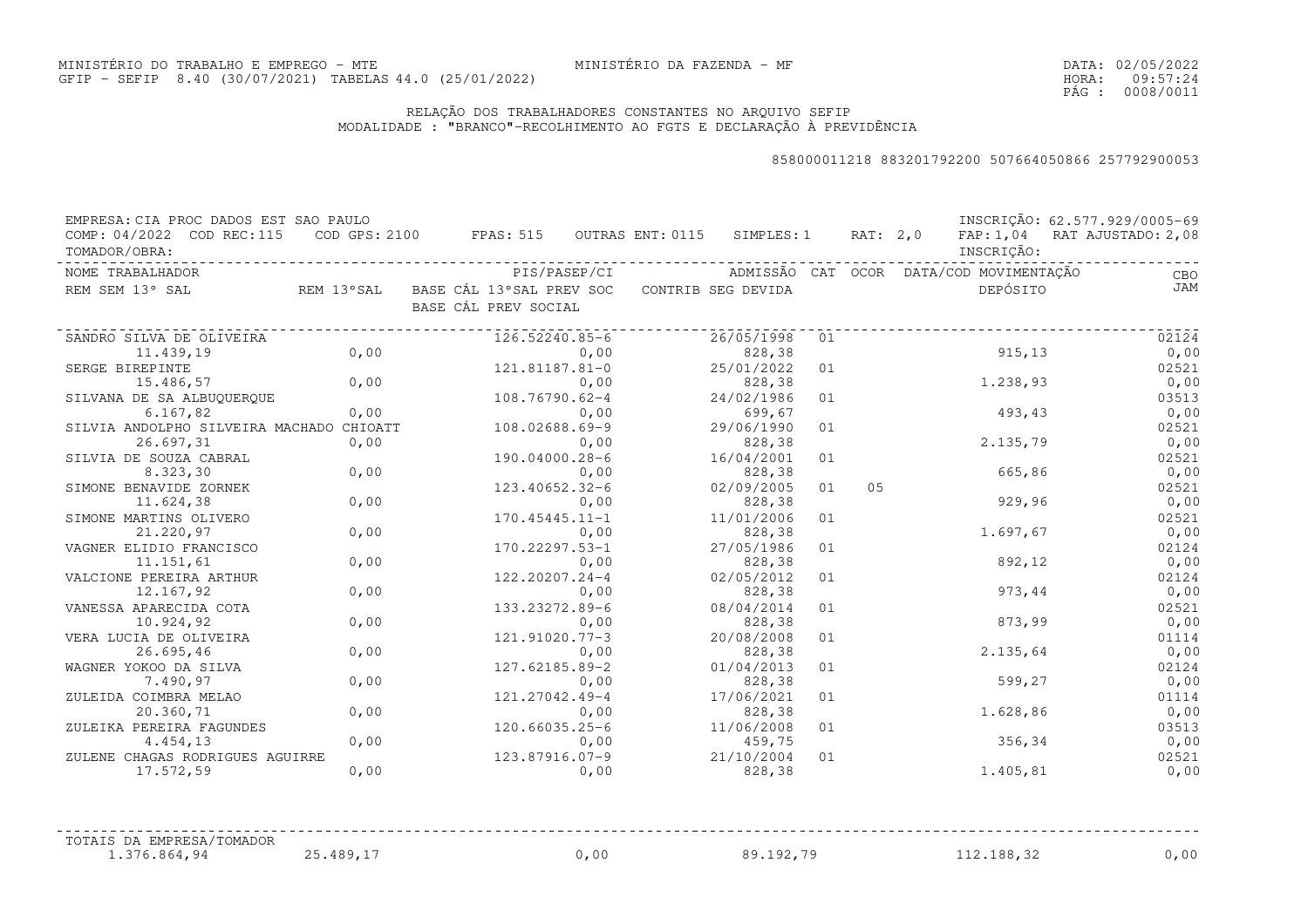MINISTÉRIO DO TRABALHO E EMPREGO - MTE
GFIP - SEFIP 8.40 (30/07/2021) TABELAS 44.0 (25/01/2022)

MINISTÉRIO DA FAZENDA - MF

DATA: 02/05/2022
HORA: 09:57:24
PÁG : 0008/0011

## RELAÇÃO DOS TRABALHADORES CONSTANTES NO ARQUIVO SEFIP
MODALIDADE : "BRANCO"-RECOLHIMENTO AO FGTS E DECLARAÇÃO À PREVIDÊNCIA

858000011218 883201792200 507664050866 257792900053

EMPRESA: CIA PROC DADOS EST SAO PAULO — INSCRIÇÃO: 62.577.929/0005-69
COMP: 04/2022 COD REC:115 COD GPS: 2100 FPAS: 515 OUTRAS ENT: 0115 SIMPLES: 1 RAT: 2,0 FAP: 1,04 RAT AJUSTADO: 2,08
TOMADOR/OBRA: — INSCRIÇÃO:

| NOME TRABALHADOR / REM SEM 13° SAL | REM 13°SAL | PIS/PASEP/CI / BASE CÁL 13°SAL PREV SOC / BASE CÁL PREV SOCIAL | ADMISSÃO / CONTRIB SEG DEVIDA | CAT | OCOR | DATA/COD MOVIMENTAÇÃO / DEPÓSITO | CBO / JAM |
|---|---|---|---|---|---|---|---|
| SANDRO SILVA DE OLIVEIRA | | 126.52240.85-6 | 26/05/1998 | 01 | | | 02124 |
| 11.439,19 | 0,00 | 0,00 | 828,38 | | | 915,13 | 0,00 |
| SERGE BIREPINTE | | 121.81187.81-0 | 25/01/2022 | 01 | | | 02521 |
| 15.486,57 | 0,00 | 0,00 | 828,38 | | | 1.238,93 | 0,00 |
| SILVANA DE SA ALBUQUERQUE | | 108.76790.62-4 | 24/02/1986 | 01 | | | 03513 |
| 6.167,82 | 0,00 | 0,00 | 699,67 | | | 493,43 | 0,00 |
| SILVIA ANDOLPHO SILVEIRA MACHADO CHIOATT | | 108.02688.69-9 | 29/06/1990 | 01 | | | 02521 |
| 26.697,31 | 0,00 | 0,00 | 828,38 | | | 2.135,79 | 0,00 |
| SILVIA DE SOUZA CABRAL | | 190.04000.28-6 | 16/04/2001 | 01 | | | 02521 |
| 8.323,30 | 0,00 | 0,00 | 828,38 | | | 665,86 | 0,00 |
| SIMONE BENAVIDE ZORNEK | | 123.40652.32-6 | 02/09/2005 | 01 | 05 | | 02521 |
| 11.624,38 | 0,00 | 0,00 | 828,38 | | | 929,96 | 0,00 |
| SIMONE MARTINS OLIVERO | | 170.45445.11-1 | 11/01/2006 | 01 | | | 02521 |
| 21.220,97 | 0,00 | 0,00 | 828,38 | | | 1.697,67 | 0,00 |
| VAGNER ELIDIO FRANCISCO | | 170.22297.53-1 | 27/05/1986 | 01 | | | 02124 |
| 11.151,61 | 0,00 | 0,00 | 828,38 | | | 892,12 | 0,00 |
| VALCIONE PEREIRA ARTHUR | | 122.20207.24-4 | 02/05/2012 | 01 | | | 02124 |
| 12.167,92 | 0,00 | 0,00 | 828,38 | | | 973,44 | 0,00 |
| VANESSA APARECIDA COTA | | 133.23272.89-6 | 08/04/2014 | 01 | | | 02521 |
| 10.924,92 | 0,00 | 0,00 | 828,38 | | | 873,99 | 0,00 |
| VERA LUCIA DE OLIVEIRA | | 121.91020.77-3 | 20/08/2008 | 01 | | | 01114 |
| 26.695,46 | 0,00 | 0,00 | 828,38 | | | 2.135,64 | 0,00 |
| WAGNER YOKOO DA SILVA | | 127.62185.89-2 | 01/04/2013 | 01 | | | 02124 |
| 7.490,97 | 0,00 | 0,00 | 828,38 | | | 599,27 | 0,00 |
| ZULEIDA COIMBRA MELAO | | 121.27042.49-4 | 17/06/2021 | 01 | | | 01114 |
| 20.360,71 | 0,00 | 0,00 | 828,38 | | | 1.628,86 | 0,00 |
| ZULEIKA PEREIRA FAGUNDES | | 120.66035.25-6 | 11/06/2008 | 01 | | | 03513 |
| 4.454,13 | 0,00 | 0,00 | 459,75 | | | 356,34 | 0,00 |
| ZULENE CHAGAS RODRIGUES AGUIRRE | | 123.87916.07-9 | 21/10/2004 | 01 | | | 02521 |
| 17.572,59 | 0,00 | 0,00 | 828,38 | | | 1.405,81 | 0,00 |

| TOTAIS DA EMPRESA/TOMADOR | | | | | |
|---|---|---|---|---|---|
| 1.376.864,94 | 25.489,17 | 0,00 | 89.192,79 | 112.188,32 | 0,00 |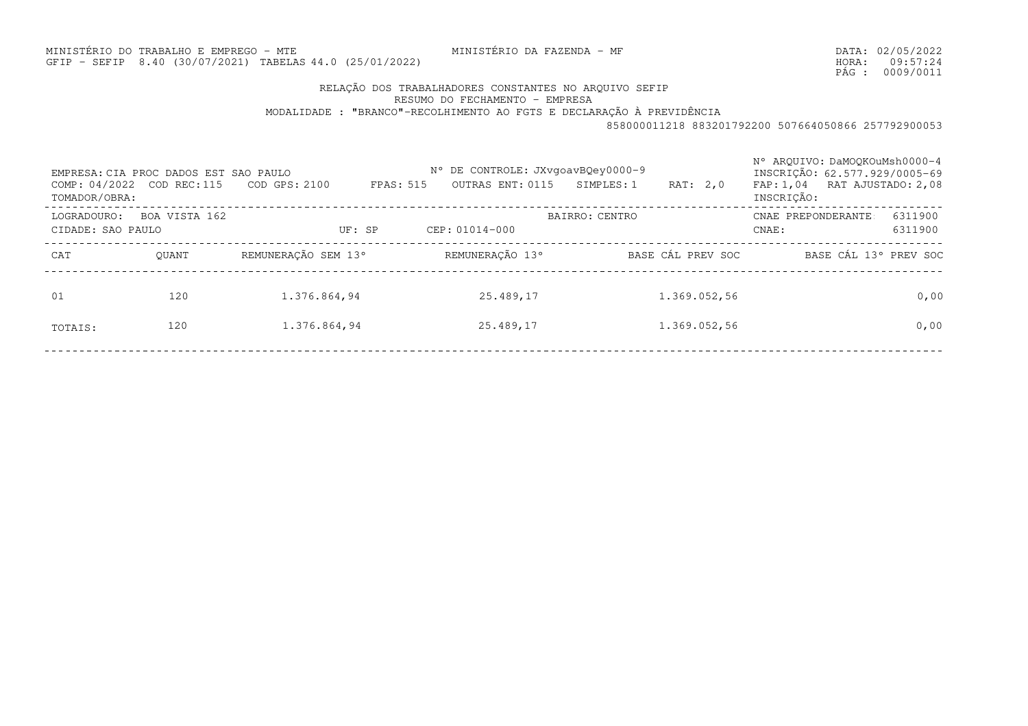MINISTÉRIO DO TRABALHO E EMPREGO - MTE
GFIP - SEFIP 8.40 (30/07/2021) TABELAS 44.0 (25/01/2022)

MINISTÉRIO DA FAZENDA - MF

DATA: 02/05/2022
HORA: 09:57:24

## RELAÇÃO DOS TRABALHADORES CONSTANTES NO ARQUIVO SEFIP

### RESUMO DO FECHAMENTO - EMPRESA

MODALIDADE : "BRANCO"-RECOLHIMENTO AO FGTS E DECLARAÇÃO À PREVIDÊNCIA

858000011218 883201792200 507664050866 257792900053

EMPRESA: CIA PROC DADOS EST SAO PAULO
Nº DE CONTROLE: JXvgoavBQey0000-9
Nº ARQUIVO: DaMOQKOuMsh0000-4
INSCRIÇÃO: 62.577.929/0005-69

COMP: 04/2022 COD REC:115 COD GPS: 2100 FPAS: 515 OUTRAS ENT: 0115 SIMPLES: 1 RAT: 2,0 FAP: 1,04 RAT AJUSTADO: 2,08

TOMADOR/OBRA:
INSCRIÇÃO:

LOGRADOURO: BOA VISTA 162
BAIRRO: CENTRO
CNAE PREPONDERANTE: 6311900

CIDADE: SAO PAULO UF: SP CEP: 01014-000
CNAE: 6311900

| CAT | QUANT | REMUNERAÇÃO SEM 13º | REMUNERAÇÃO 13º | BASE CÁL PREV SOC | BASE CÁL 13º PREV SOC |
|---|---|---|---|---|---|
| 01 | 120 | 1.376.864,94 | 25.489,17 | 1.369.052,56 | 0,00 |
| TOTAIS: | 120 | 1.376.864,94 | 25.489,17 | 1.369.052,56 | 0,00 |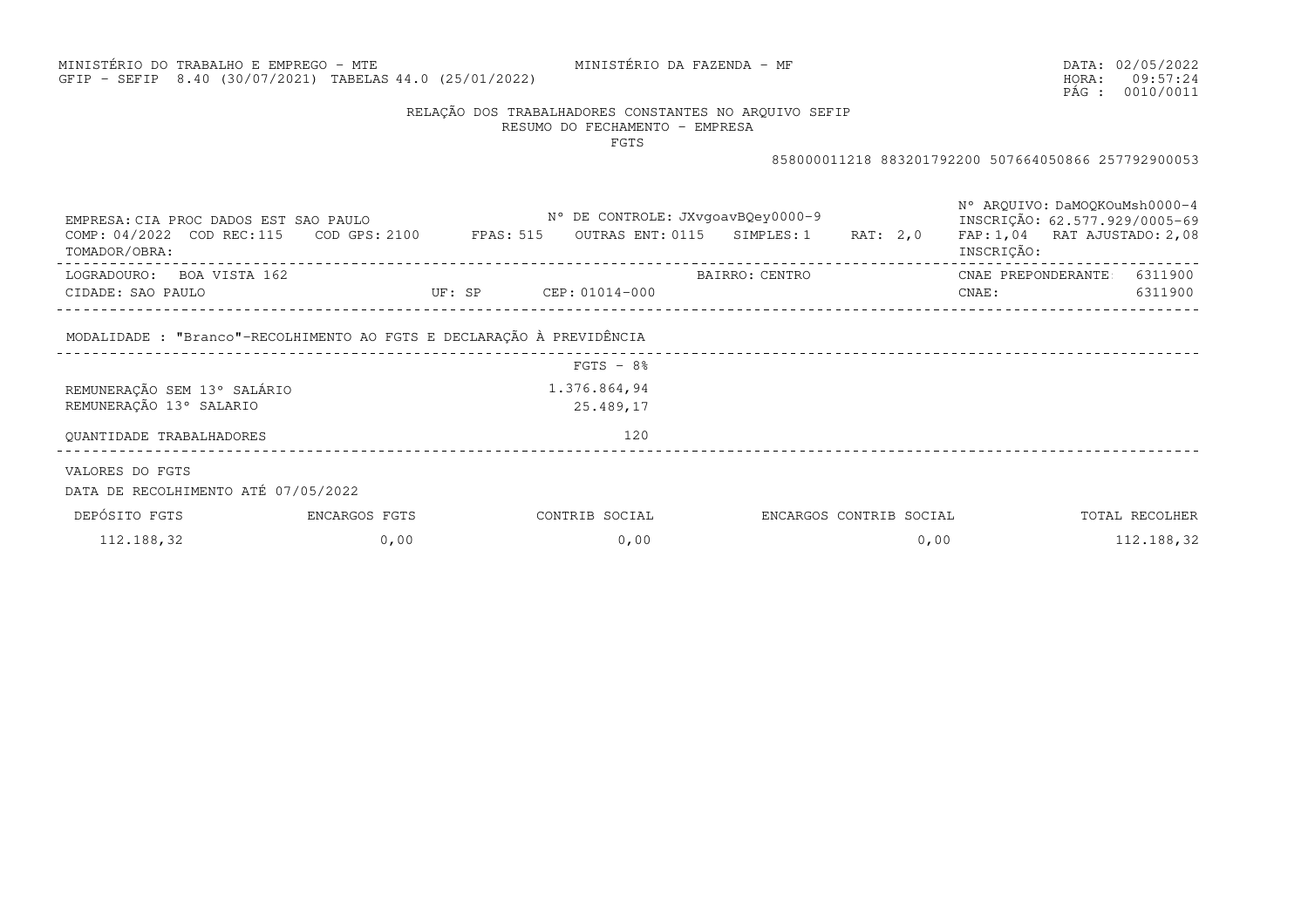MINISTÉRIO DO TRABALHO E EMPREGO - MTE
GFIP - SEFIP 8.40 (30/07/2021) TABELAS 44.0 (25/01/2022)

MINISTÉRIO DA FAZENDA - MF

DATA: 02/05/2022
HORA: 09:57:24

RELAÇÃO DOS TRABALHADORES CONSTANTES NO ARQUIVO SEFIP
RESUMO DO FECHAMENTO - EMPRESA
FGTS

858000011218 883201792200 507664050866 257792900053

EMPRESA: CIA PROC DADOS EST SAO PAULO
Nº DE CONTROLE: JXvgoavBQey0000-9
Nº ARQUIVO: DaMOQKOuMsh0000-4
INSCRIÇÃO: 62.577.929/0005-69
COMP: 04/2022 COD REC: 115 COD GPS: 2100 FPAS: 515 OUTRAS ENT: 0115 SIMPLES: 1 RAT: 2,0 FAP: 1,04 RAT AJUSTADO: 2,08
TOMADOR/OBRA:
INSCRIÇÃO:

LOGRADOURO: BOA VISTA 162
BAIRRO: CENTRO
CNAE PREPONDERANTE: 6311900
CIDADE: SAO PAULO UF: SP CEP: 01014-000
CNAE: 6311900

MODALIDADE : "Branco"-RECOLHIMENTO AO FGTS E DECLARAÇÃO À PREVIDÊNCIA

| | FGTS - 8% |
|---|---|
| REMUNERAÇÃO SEM 13º SALÁRIO | 1.376.864,94 |
| REMUNERAÇÃO 13º SALARIO | 25.489,17 |
| QUANTIDADE TRABALHADORES | 120 |

VALORES DO FGTS
DATA DE RECOLHIMENTO ATÉ 07/05/2022

| DEPÓSITO FGTS | ENCARGOS FGTS | CONTRIB SOCIAL | ENCARGOS CONTRIB SOCIAL | TOTAL RECOLHER |
|---|---|---|---|---|
| 112.188,32 | 0,00 | 0,00 | 0,00 | 112.188,32 |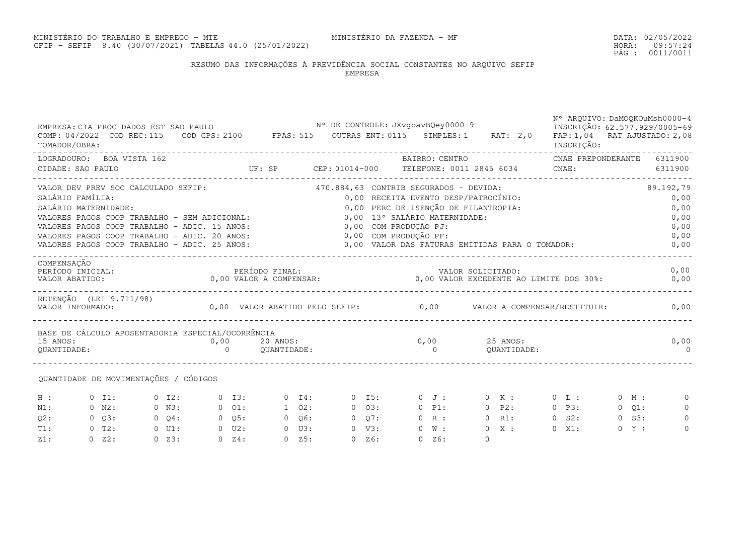MINISTÉRIO DO TRABALHO E EMPREGO - MTE
GFIP - SEFIP 8.40 (30/07/2021) TABELAS 44.0 (25/01/2022)

MINISTÉRIO DA FAZENDA - MF

DATA: 02/05/2022
HORA: 09:57:24

## RESUMO DAS INFORMAÇÕES À PREVIDÊNCIA SOCIAL CONSTANTES NO ARQUIVO SEFIP
### EMPRESA

EMPRESA: CIA PROC DADOS EST SAO PAULO
Nº DE CONTROLE: JXvgoavBQey0000-9
Nº ARQUIVO: DaMOQKOuMsh0000-4
INSCRIÇÃO: 62.577.929/0005-69
COMP: 04/2022 COD REC: 115 COD GPS: 2100 FPAS: 515 OUTRAS ENT: 0115 SIMPLES: 1 RAT: 2,0 FAP: 1,04 RAT AJUSTADO: 2,08
TOMADOR/OBRA:
INSCRIÇÃO:

LOGRADOURO: BOA VISTA 162
BAIRRO: CENTRO
CNAE PREPONDERANTE: 6311900
CIDADE: SAO PAULO UF: SP CEP: 01014-000 TELEFONE: 0011 2845 6034 CNAE: 6311900

| | | | |
|---|---|---|---|
| VALOR DEV PREV SOC CALCULADO SEFIP: | 470.884,63 | CONTRIB SEGURADOS - DEVIDA: | 89.192,79 |
| SALÁRIO FAMÍLIA: | 0,00 | RECEITA EVENTO DESP/PATROCÍNIO: | 0,00 |
| SALÁRIO MATERNIDADE: | 0,00 | PERC DE ISENÇÃO DE FILANTROPIA: | 0,00 |
| VALORES PAGOS COOP TRABALHO - SEM ADICIONAL: | 0,00 | 13º SALÁRIO MATERNIDADE: | 0,00 |
| VALORES PAGOS COOP TRABALHO - ADIC. 15 ANOS: | 0,00 | COM PRODUÇÃO PJ: | 0,00 |
| VALORES PAGOS COOP TRABALHO - ADIC. 20 ANOS: | 0,00 | COM PRODUÇÃO PF: | 0,00 |
| VALORES PAGOS COOP TRABALHO - ADIC. 25 ANOS: | 0,00 | VALOR DAS FATURAS EMITIDAS PARA O TOMADOR: | 0,00 |

COMPENSAÇÃO
PERÍODO INICIAL: PERÍODO FINAL: VALOR SOLICITADO: 0,00
VALOR ABATIDO: 0,00 VALOR A COMPENSAR: 0,00 VALOR EXCEDENTE AO LIMITE DOS 30%: 0,00

RETENÇÃO (LEI 9.711/98)
VALOR INFORMADO: 0,00 VALOR ABATIDO PELO SEFIP: 0,00 VALOR A COMPENSAR/RESTITUIR: 0,00

BASE DE CÁLCULO APOSENTADORIA ESPECIAL/OCORRÊNCIA

| | | | | | |
|---|---|---|---|---|---|
| 15 ANOS: | 0,00 | 20 ANOS: | 0,00 | 25 ANOS: | 0,00 |
| QUANTIDADE: | 0 | QUANTIDADE: | 0 | QUANTIDADE: | 0 |

QUANTIDADE DE MOVIMENTAÇÕES / CÓDIGOS

| | | | | | | | | | | | | | | | | | | | |
|---|---|---|---|---|---|---|---|---|---|---|---|---|---|---|---|---|---|---|---|
| H : | 0 | I1: | 0 | I2: | 0 | I3: | 0 | I4: | 0 | I5: | 0 | J : | 0 | K : | 0 | L : | 0 | M : | 0 |
| N1: | 0 | N2: | 0 | N3: | 0 | O1: | 1 | O2: | 0 | O3: | 0 | P1: | 0 | P2: | 0 | P3: | 0 | Q1: | 0 |
| Q2: | 0 | Q3: | 0 | Q4: | 0 | Q5: | 0 | Q6: | 0 | Q7: | 0 | R : | 0 | R1: | 0 | S2: | 0 | S3: | 0 |
| T1: | 0 | T2: | 0 | U1: | 0 | U2: | 0 | U3: | 0 | V3: | 0 | W : | 0 | X : | 0 | X1: | 0 | Y : | 0 |
| Z1: | 0 | Z2: | 0 | Z3: | 0 | Z4: | 0 | Z5: | 0 | Z6: | 0 | Z6: | 0 | | | | | | |